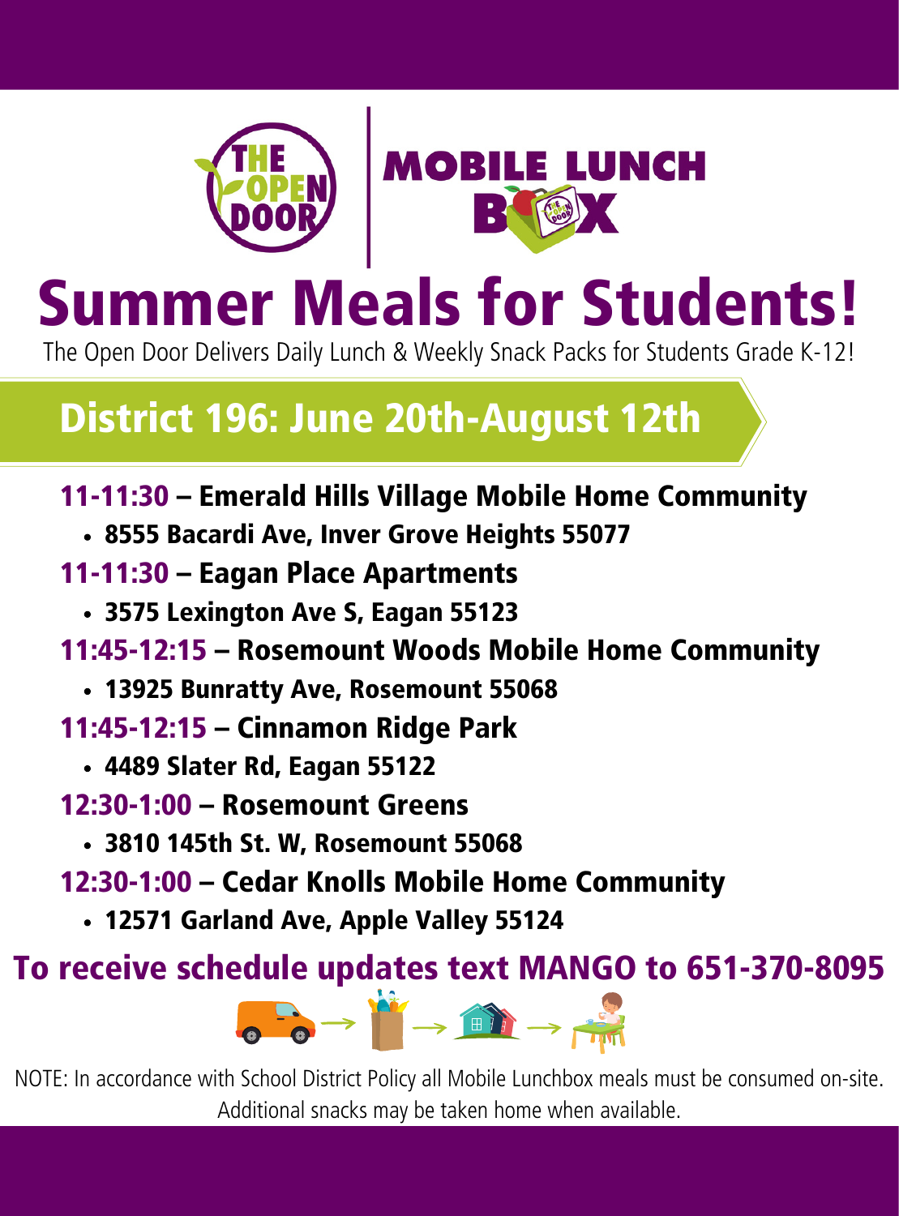THE OPEN DOOR | MOBILE LUNCH BOX

# Summer Meals for Students!

The Open Door Delivers Daily Lunch & Weekly Snack Packs for Students Grade K-12!

## District 196: June 20th-August 12th

**11-11:30 – Emerald Hills Village Mobile Home Community**

- **8555 Bacardi Ave, Inver Grove Heights 55077**

**11-11:30 – Eagan Place Apartments**

- **3575 Lexington Ave S, Eagan 55123**

**11:45-12:15 – Rosemount Woods Mobile Home Community**

- **13925 Bunratty Ave, Rosemount 55068**

**11:45-12:15 – Cinnamon Ridge Park**

- **4489 Slater Rd, Eagan 55122**

**12:30-1:00 – Rosemount Greens**

- **3810 145th St. W, Rosemount 55068**

**12:30-1:00 – Cedar Knolls Mobile Home Community**

- **12571 Garland Ave, Apple Valley 55124**

**To receive schedule updates text MANGO to 651-370-8095**

NOTE: In accordance with School District Policy all Mobile Lunchbox meals must be consumed on-site. Additional snacks may be taken home when available.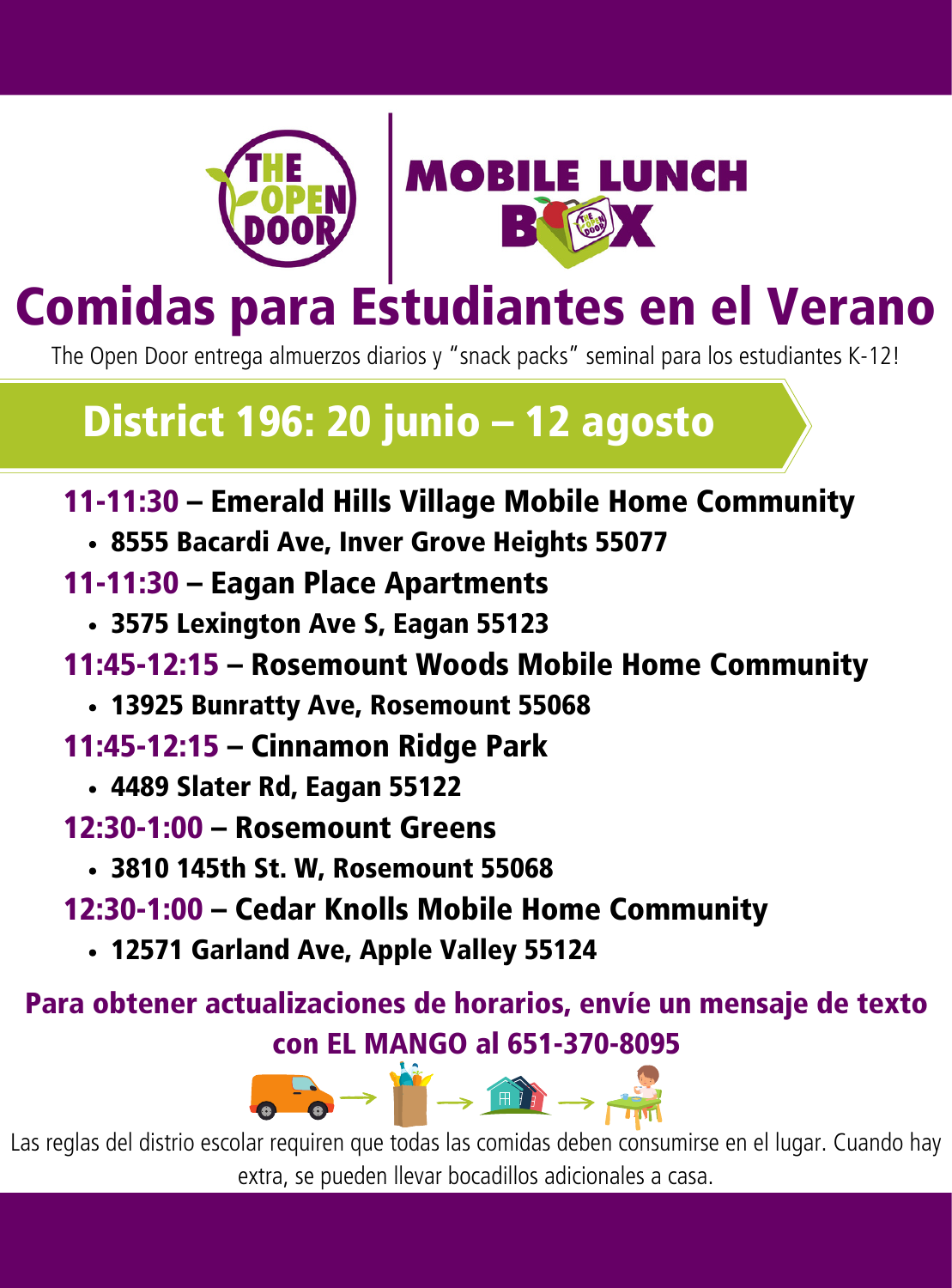THE OPEN DOOR | MOBILE LUNCH BOX

# Comidas para Estudiantes en el Verano

The Open Door entrega almuerzos diarios y “snack packs” seminal para los estudiantes K-12!

## District 196: 20 junio – 12 agosto

**11-11:30 – Emerald Hills Village Mobile Home Community**
- **8555 Bacardi Ave, Inver Grove Heights 55077**

**11-11:30 – Eagan Place Apartments**
- **3575 Lexington Ave S, Eagan 55123**

**11:45-12:15 – Rosemount Woods Mobile Home Community**
- **13925 Bunratty Ave, Rosemount 55068**

**11:45-12:15 – Cinnamon Ridge Park**
- **4489 Slater Rd, Eagan 55122**

**12:30-1:00 – Rosemount Greens**
- **3810 145th St. W, Rosemount 55068**

**12:30-1:00 – Cedar Knolls Mobile Home Community**
- **12571 Garland Ave, Apple Valley 55124**

**Para obtener actualizaciones de horarios, envíe un mensaje de texto con EL MANGO al 651-370-8095**

Las reglas del distrio escolar requiren que todas las comidas deben consumirse en el lugar. Cuando hay extra, se pueden llevar bocadillos adicionales a casa.